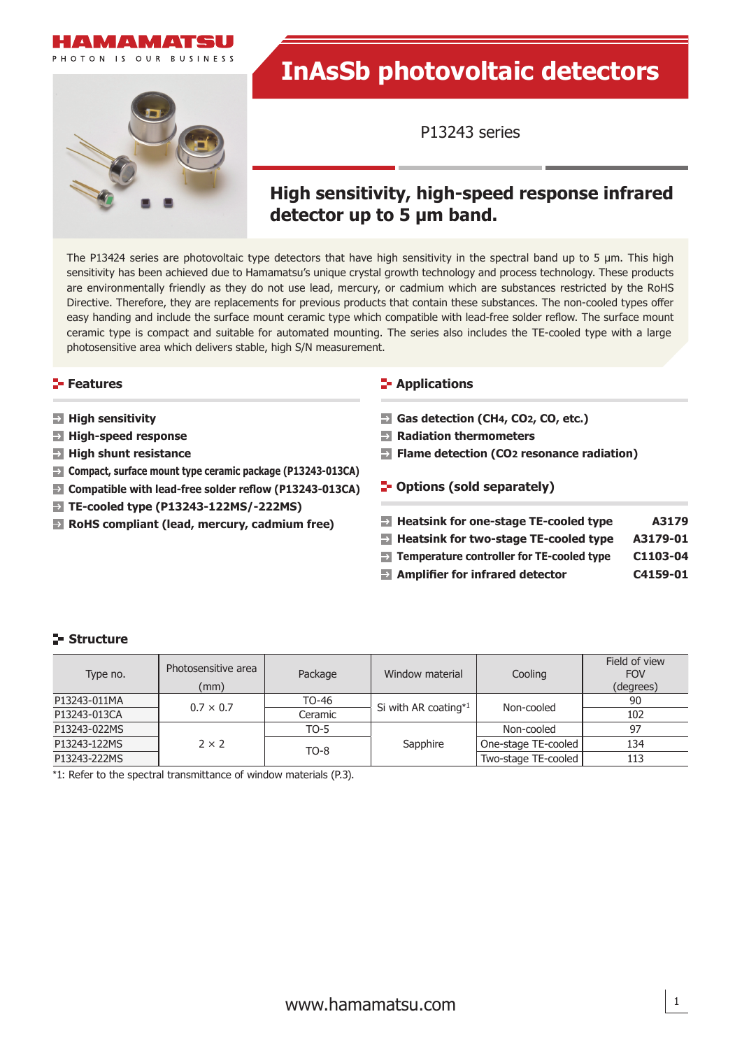# InAsSb photovoltaic detectors

P13243 series

## High sensitivity, high-speed response infrared detector up to 5 μm band.

The P13424 series are photovoltaic type detectors that have high sensitivity in the spectral band up to 5 μm. This high sensitivity has been achieved due to Hamamatsu's unique crystal growth technology and process technology. These products are environmentally friendly as they do not use lead, mercury, or cadmium which are substances restricted by the RoHS Directive. Therefore, they are replacements for previous products that contain these substances. The non-cooled types offer easy handing and include the surface mount ceramic type which compatible with lead-free solder reflow. The surface mount ceramic type is compact and suitable for automated mounting. The series also includes the TE-cooled type with a large photosensitive area which delivers stable, high S/N measurement.

### Features

- **High sensitivity**
- **High-speed response**
- **High shunt resistance**
- **Compact, surface mount type ceramic package (P13243-013CA)**
- **Compatible with lead-free solder reflow (P13243-013CA)**
- **TE-cooled type (P13243-122MS/-222MS)**
- **RoHS compliant (lead, mercury, cadmium free)**

### Applications

- **Gas detection ($CH_4$, $CO_2$, CO, etc.)**
- **Radiation thermometers**
- **Flame detection ($CO_2$ resonance radiation)**

### Options (sold separately)

- **Heatsink for one-stage TE-cooled type** — **A3179**
- **Heatsink for two-stage TE-cooled type** — **A3179-01**
- **Temperature controller for TE-cooled type** — **C1103-04**
- **Amplifier for infrared detector** — **C4159-01**

### Structure

| Type no. | Photosensitive area (mm) | Package | Window material | Cooling | Field of view FOV (degrees) |
|---|---|---|---|---|---|
| P13243-011MA | 0.7 × 0.7 | TO-46 | Si with AR coating*1 | Non-cooled | 90 |
| P13243-013CA | | Ceramic | | | 102 |
| P13243-022MS | 2 × 2 | TO-5 | Sapphire | Non-cooled | 97 |
| P13243-122MS | | TO-8 | | One-stage TE-cooled | 134 |
| P13243-222MS | | | | Two-stage TE-cooled | 113 |

*1: Refer to the spectral transmittance of window materials (P.3).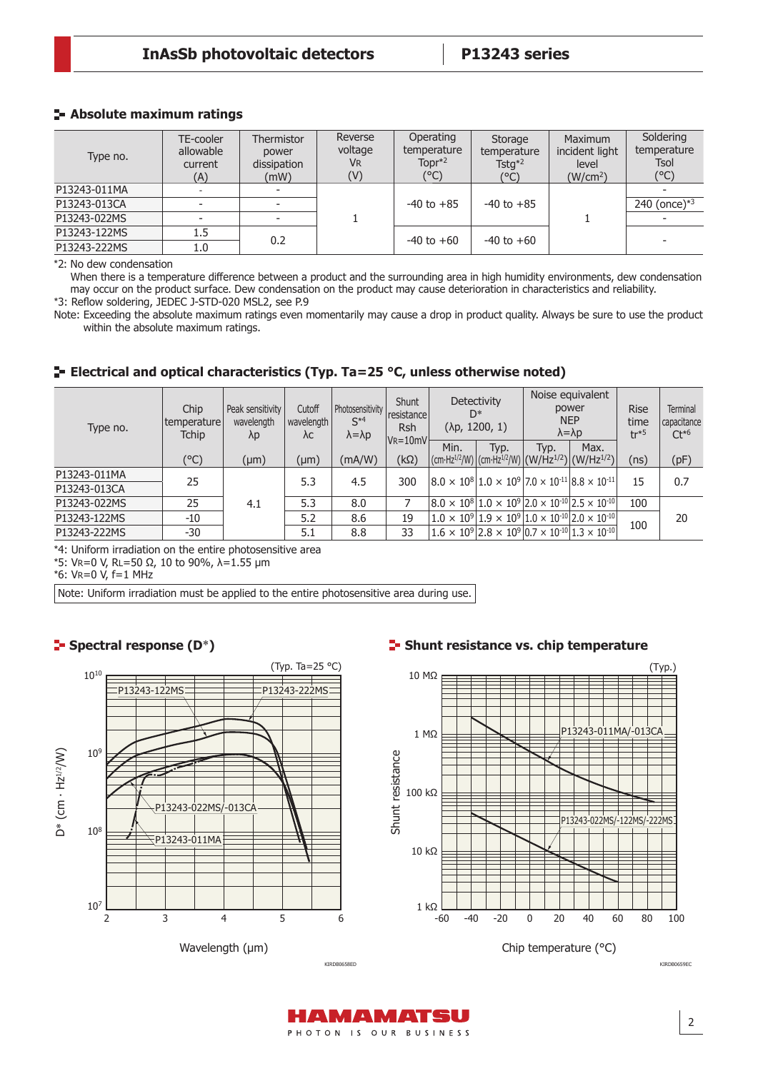## Absolute maximum ratings

| Type no. | TE-cooler allowable current (A) | Thermistor power dissipation (mW) | Reverse voltage VR (V) | Operating temperature Topr*2 (°C) | Storage temperature Tstg*2 (°C) | Maximum incident light level (W/cm²) | Soldering temperature Tsol (°C) |
|---|---|---|---|---|---|---|---|
| P13243-011MA | - | - | 1 | -40 to +85 | -40 to +85 | 1 | - |
| P13243-013CA | - | - | | | | | 240 (once)*3 |
| P13243-022MS | - | - | | | | | - |
| P13243-122MS | 1.5 | 0.2 | | -40 to +60 | -40 to +60 | | - |
| P13243-222MS | 1.0 | | | | | | |

*2: No dew condensation
When there is a temperature difference between a product and the surrounding area in high humidity environments, dew condensation may occur on the product surface. Dew condensation on the product may cause deterioration in characteristics and reliability.
*3: Reflow soldering, JEDEC J-STD-020 MSL2, see P.9
Note: Exceeding the absolute maximum ratings even momentarily may cause a drop in product quality. Always be sure to use the product within the absolute maximum ratings.

## Electrical and optical characteristics (Typ. Ta=25 °C, unless otherwise noted)

| Type no. | Chip temperature Tchip (°C) | Peak sensitivity wavelength λp (μm) | Cutoff wavelength λc (μm) | Photosensitivity S*4 λ=λp (mA/W) | Shunt resistance Rsh VR=10mV (kΩ) | Detectivity D* (λp, 1200, 1) Min. (cm·Hz$^{1/2}$/W) | Detectivity D* (λp, 1200, 1) Typ. (cm·Hz$^{1/2}$/W) | Noise equivalent power NEP λ=λp Typ. (W/Hz$^{1/2}$) | Noise equivalent power NEP λ=λp Max. (W/Hz$^{1/2}$) | Rise time tr*5 (ns) | Terminal capacitance Ct*6 (pF) |
|---|---|---|---|---|---|---|---|---|---|---|---|
| P13243-011MA | 25 | 4.1 | 5.3 | 4.5 | 300 | $8.0 \times 10^8$ | $1.0 \times 10^9$ | $7.0 \times 10^{-11}$ | $8.8 \times 10^{-11}$ | 15 | 0.7 |
| P13243-013CA | | | | | | | | | | | |
| P13243-022MS | 25 | | 5.3 | 8.0 | 7 | $8.0 \times 10^8$ | $1.0 \times 10^9$ | $2.0 \times 10^{-10}$ | $2.5 \times 10^{-10}$ | 100 | 20 |
| P13243-122MS | -10 | | 5.2 | 8.6 | 19 | $1.0 \times 10^9$ | $1.9 \times 10^9$ | $1.0 \times 10^{-10}$ | $2.0 \times 10^{-10}$ | 100 | |
| P13243-222MS | -30 | | 5.1 | 8.8 | 33 | $1.6 \times 10^9$ | $2.8 \times 10^9$ | $0.7 \times 10^{-10}$ | $1.3 \times 10^{-10}$ | | |

*4: Uniform irradiation on the entire photosensitive area
*5: VR=0 V, RL=50 Ω, 10 to 90%, λ=1.55 μm
*6: VR=0 V, f=1 MHz

Note: Uniform irradiation must be applied to the entire photosensitive area during use.

## Spectral response (D*)

(Typ. Ta=25 °C)

P13243-122MS, P13243-222MS, P13243-022MS/-013CA, P13243-011MA

D* (cm · Hz$^{1/2}$/W) vs. Wavelength (μm)

KIRDB0658ED

## Shunt resistance vs. chip temperature

(Typ.)

P13243-011MA/-013CA, P13243-022MS/-122MS/-222MS

Shunt resistance vs. Chip temperature (°C)

KIRDB0659EC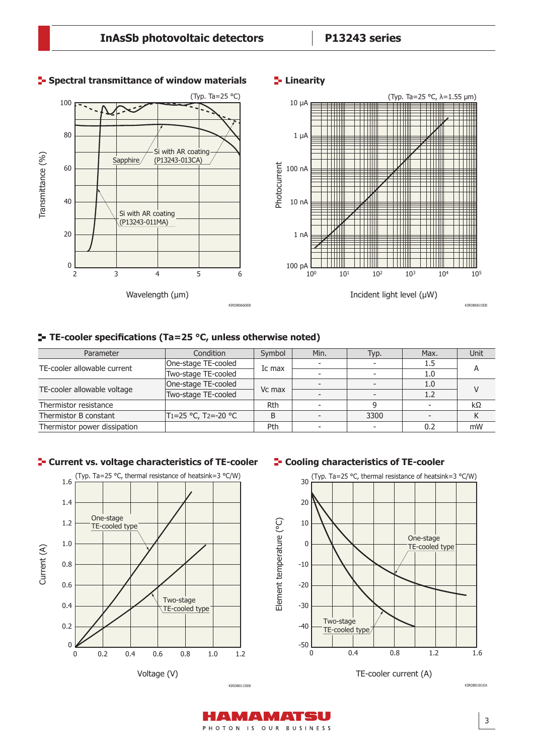## Spectral transmittance of window materials

(Typ. Ta=25 °C)

Transmittance (%) vs. Wavelength (μm)

Sapphire

Si with AR coating (P13243-013CA)

Si with AR coating (P13243-011MA)

KIRDB0660EB

## Linearity

(Typ. Ta=25 °C, λ=1.55 μm)

Photocurrent vs. Incident light level (μW)

KIRDB0615EB

## TE-cooler specifications (Ta=25 °C, unless otherwise noted)

| Parameter | Condition | Symbol | Min. | Typ. | Max. | Unit |
|---|---|---|---|---|---|---|
| TE-cooler allowable current | One-stage TE-cooled | Ic max | - | - | 1.5 | A |
| | Two-stage TE-cooled | | - | - | 1.0 | |
| TE-cooler allowable voltage | One-stage TE-cooled | Vc max | - | - | 1.0 | V |
| | Two-stage TE-cooled | | - | - | 1.2 | |
| Thermistor resistance | | Rth | - | 9 | - | kΩ |
| Thermistor B constant | $T_1$=25 °C, $T_2$=-20 °C | B | - | 3300 | - | K |
| Thermistor power dissipation | | Pth | - | - | 0.2 | mW |

## Current vs. voltage characteristics of TE-cooler

(Typ. Ta=25 °C, thermal resistance of heatsink=3 °C/W)

Current (A) vs. Voltage (V)

One-stage TE-cooled type

Two-stage TE-cooled type

KIRDB0115EB

## Cooling characteristics of TE-cooler

(Typ. Ta=25 °C, thermal resistance of heatsink=3 °C/W)

Element temperature (°C) vs. TE-cooler current (A)

One-stage TE-cooled type

Two-stage TE-cooled type

KIRDB0181EA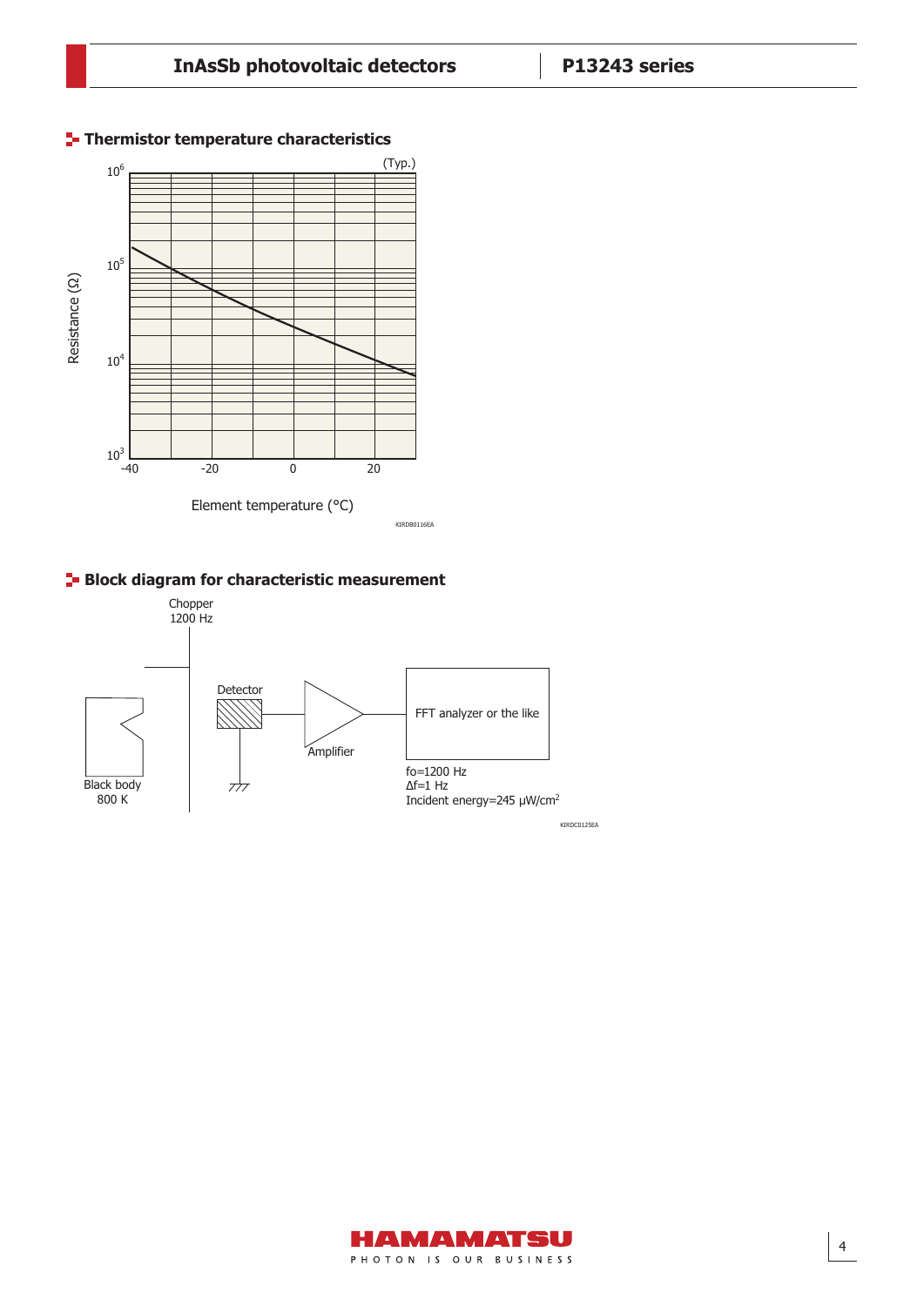## Thermistor temperature characteristics

(Typ.)

Resistance (Ω)

$10^6$

$10^5$

$10^4$

$10^3$

-40 -20 0 20

Element temperature (°C)

KIRDB0116EA

## Block diagram for characteristic measurement

Chopper
1200 Hz

Black body
800 K

Detector

Amplifier

FFT analyzer or the like

fo=1200 Hz
Δf=1 Hz
Incident energy=245 μW/cm²

KIRDC0125EA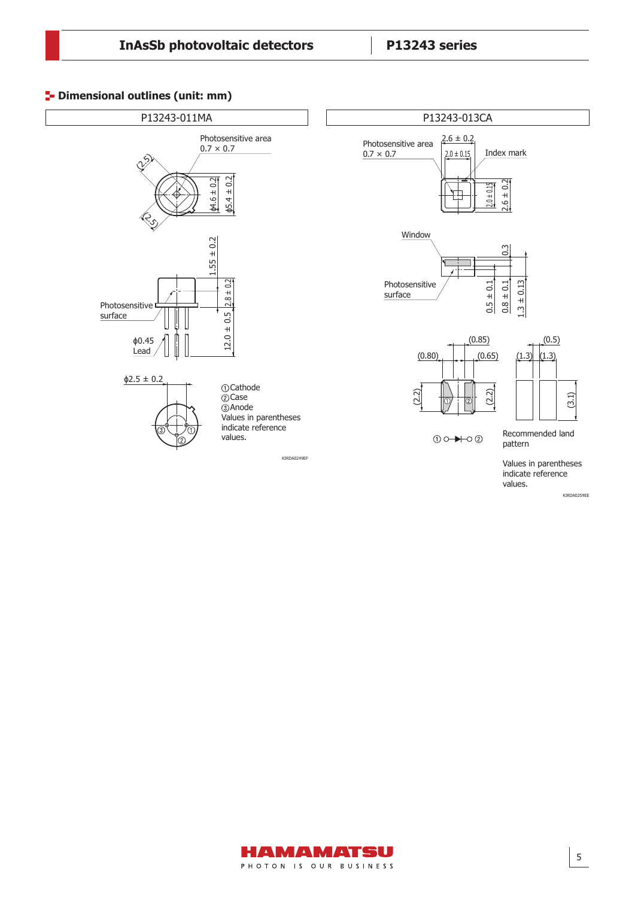## Dimensional outlines (unit: mm)

### P13243-011MA

Photosensitive area 0.7 × 0.7

(2.5)

(2.5)

ϕ4.6 ± 0.2

ϕ5.4 ± 0.2

1.55 ± 0.2

2.8 ± 0.2

12.0 ± 0.5

Photosensitive surface

ϕ0.45 Lead

ϕ2.5 ± 0.2

① Cathode
② Case
③ Anode
Values in parentheses indicate reference values.

KIRDA0249EF

### P13243-013CA

Photosensitive area 0.7 × 0.7

2.6 ± 0.2

2.0 ± 0.15

Index mark

2.0 ± 0.15

2.6 ± 0.2

Window

0.3

Photosensitive surface

0.5 ± 0.1

0.8 ± 0.1

1.3 ± 0.13

(0.85)

(0.80)

(0.65)

(2.2)

(2.2)

(0.5)

(1.3)

(1.3)

(3.1)

① ○─▶|─○ ②

Recommended land pattern

Values in parentheses indicate reference values.

KIRDA0259EE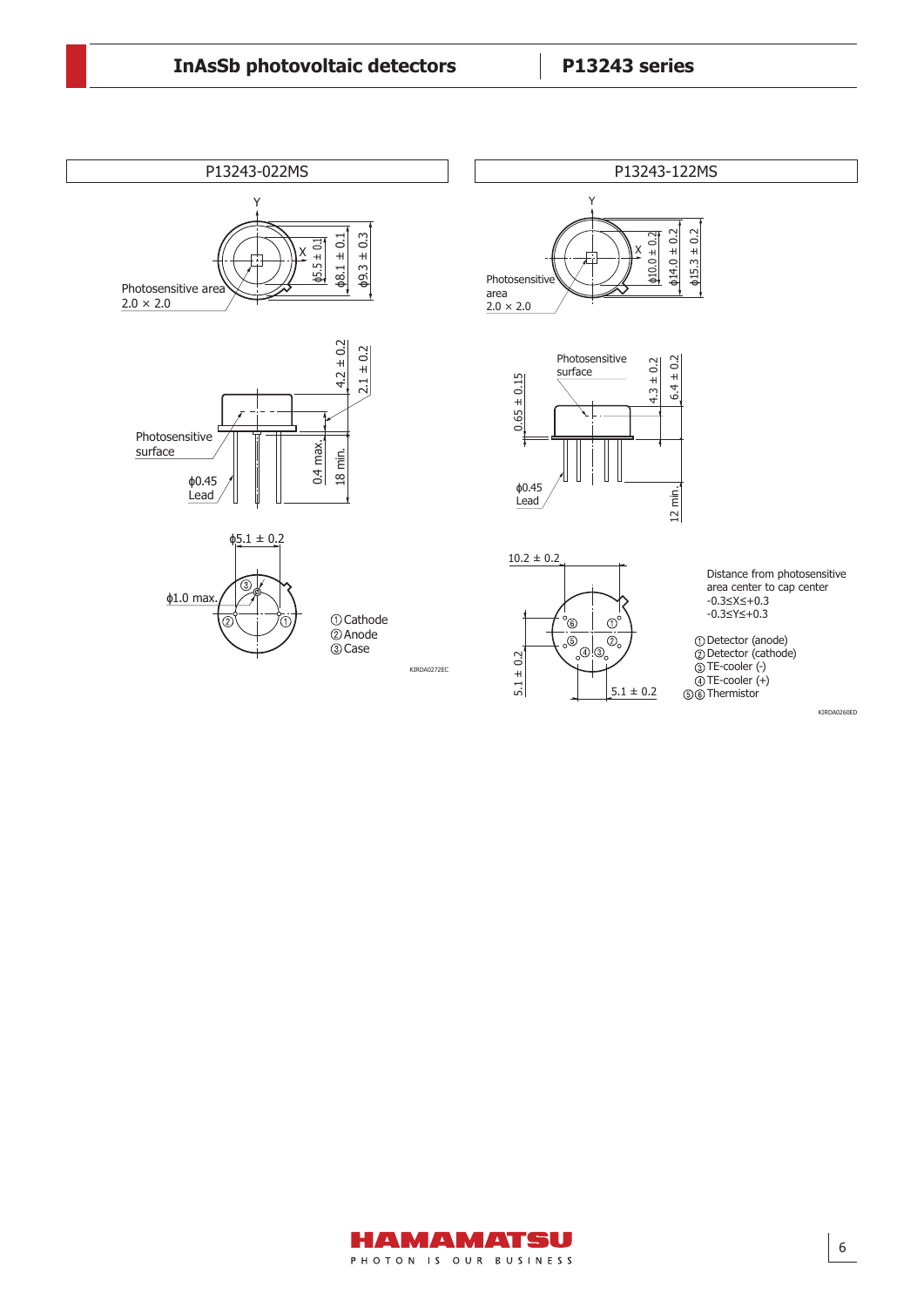## P13243-022MS

Photosensitive area 2.0 × 2.0

ϕ5.5 ± 0.1
ϕ8.1 ± 0.1
ϕ9.3 ± 0.3

4.2 ± 0.2
2.1 ± 0.2

Photosensitive surface

ϕ0.45 Lead

0.4 max.
18 min.

ϕ5.1 ± 0.2

ϕ1.0 max.

① Cathode
② Anode
③ Case

KIRDA0272EC

## P13243-122MS

Photosensitive area 2.0 × 2.0

ϕ10.0 ± 0.2
ϕ14.0 ± 0.2
ϕ15.3 ± 0.2

Photosensitive surface

0.65 ± 0.15
4.3 ± 0.2
6.4 ± 0.2

ϕ0.45 Lead

12 min.

10.2 ± 0.2

5.1 ± 0.2
5.1 ± 0.2

Distance from photosensitive area center to cap center
$-0.3 \leq X \leq +0.3$
$-0.3 \leq Y \leq +0.3$

① Detector (anode)
② Detector (cathode)
③ TE-cooler (-)
④ TE-cooler (+)
⑤⑥ Thermistor

KIRDA0260ED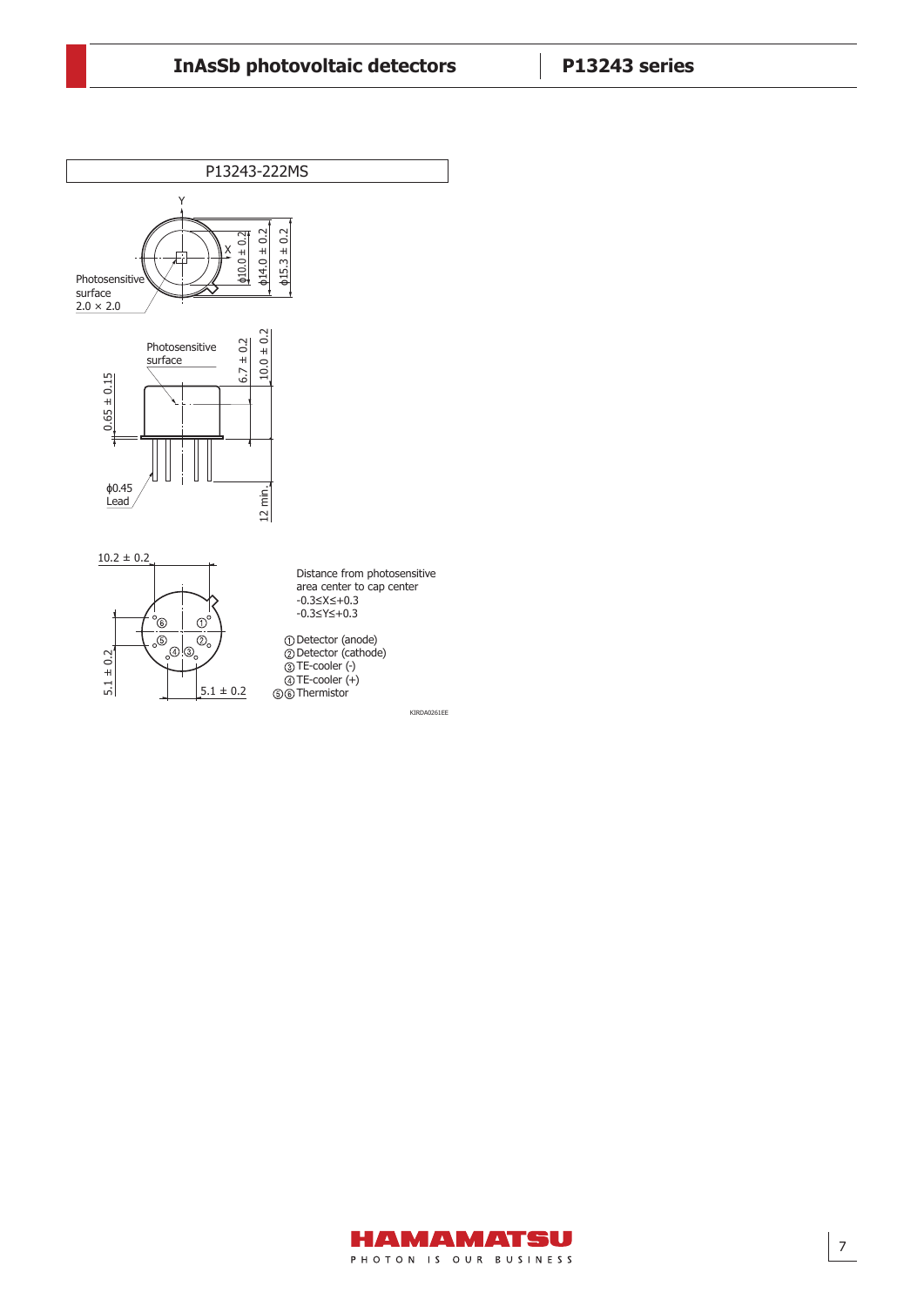## P13243-222MS

Photosensitive surface 2.0 × 2.0

ϕ10.0 ± 0.2
ϕ14.0 ± 0.2
ϕ15.3 ± 0.2

Photosensitive surface

0.65 ± 0.15
6.7 ± 0.2
10.0 ± 0.2
12 min.

ϕ0.45 Lead

10.2 ± 0.2
5.1 ± 0.2
5.1 ± 0.2

Distance from photosensitive area center to cap center
-0.3≤X≤+0.3
-0.3≤Y≤+0.3

① Detector (anode)
② Detector (cathode)
③ TE-cooler (-)
④ TE-cooler (+)
⑤⑥ Thermistor

KIRDA0261EE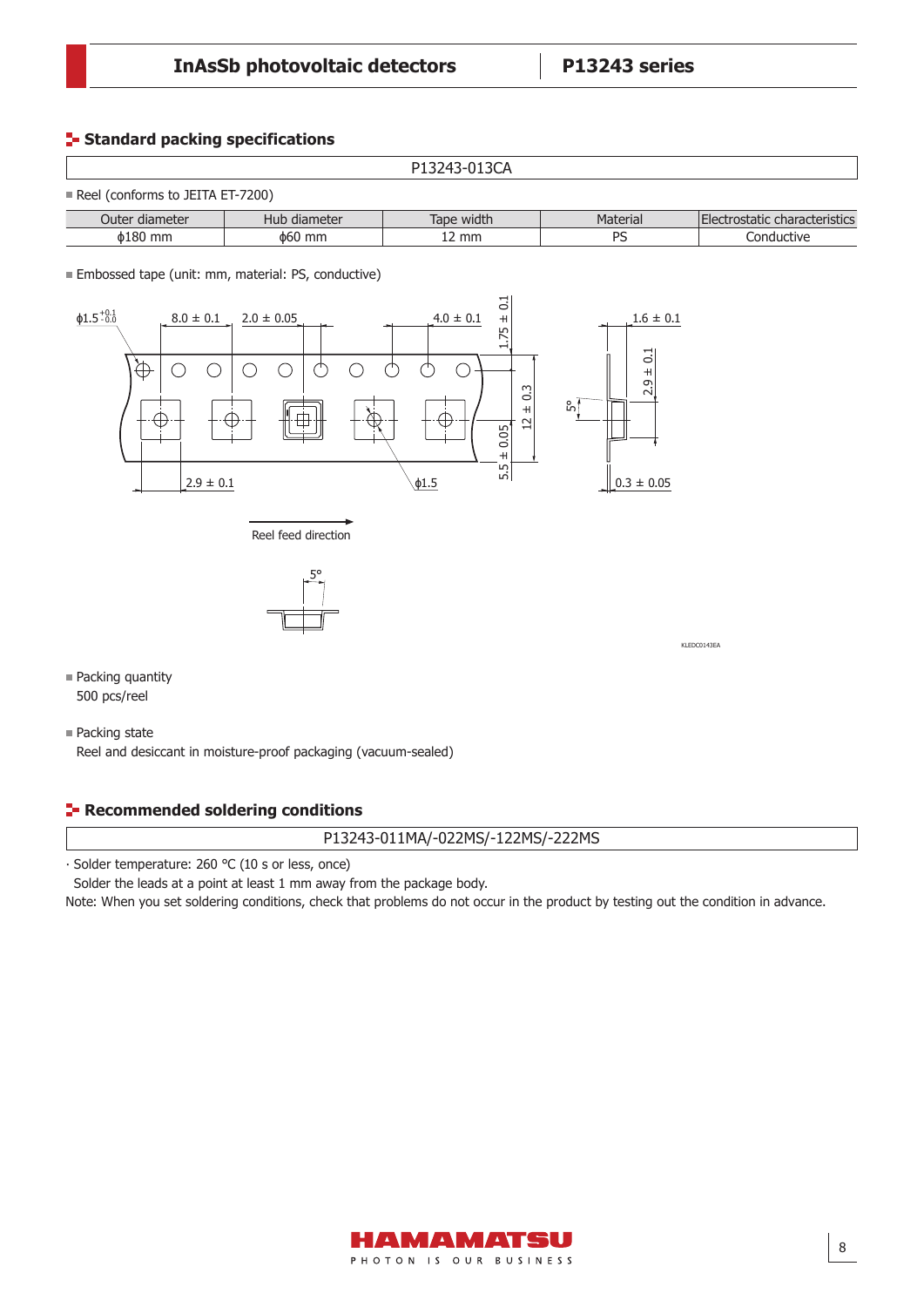## Standard packing specifications

P13243-013CA

- Reel (conforms to JEITA ET-7200)

| Outer diameter | Hub diameter | Tape width | Material | Electrostatic characteristics |
|---|---|---|---|---|
| ϕ180 mm | ϕ60 mm | 12 mm | PS | Conductive |

- Embossed tape (unit: mm, material: PS, conductive)

- Packing quantity

  500 pcs/reel

- Packing state

  Reel and desiccant in moisture-proof packaging (vacuum-sealed)

## Recommended soldering conditions

P13243-011MA/-022MS/-122MS/-222MS

· Solder temperature: 260 °C (10 s or less, once)

Solder the leads at a point at least 1 mm away from the package body.

Note: When you set soldering conditions, check that problems do not occur in the product by testing out the condition in advance.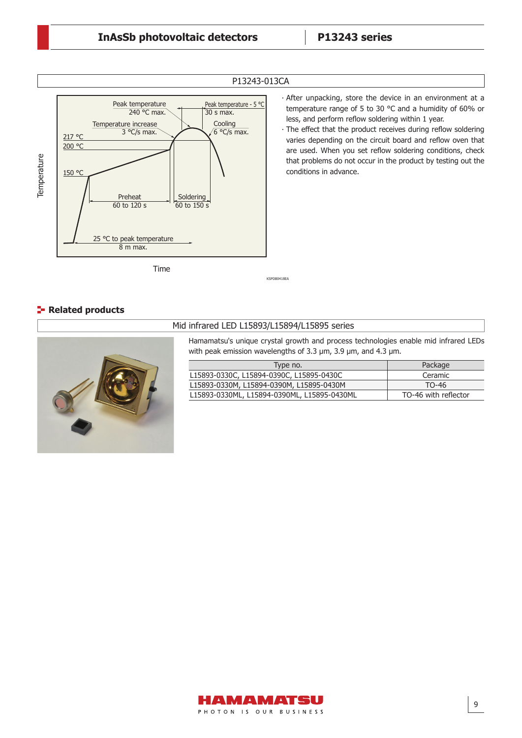P13243-013CA

Temperature

Peak temperature 240 °C max.

Peak temperature - 5 °C 30 s max.

Temperature increase 3 °C/s max.

Cooling 6 °C/s max.

217 °C

200 °C

150 °C

Preheat 60 to 120 s

Soldering 60 to 150 s

25 °C to peak temperature 8 m max.

Time

KSPDB0418EA

- After unpacking, store the device in an environment at a temperature range of 5 to 30 °C and a humidity of 60% or less, and perform reflow soldering within 1 year.
- The effect that the product receives during reflow soldering varies depending on the circuit board and reflow oven that are used. When you set reflow soldering conditions, check that problems do not occur in the product by testing out the conditions in advance.

## Related products

### Mid infrared LED L15893/L15894/L15895 series

Hamamatsu's unique crystal growth and process technologies enable mid infrared LEDs with peak emission wavelengths of 3.3 µm, 3.9 µm, and 4.3 µm.

| Type no. | Package |
|---|---|
| L15893-0330C, L15894-0390C, L15895-0430C | Ceramic |
| L15893-0330M, L15894-0390M, L15895-0430M | TO-46 |
| L15893-0330ML, L15894-0390ML, L15895-0430ML | TO-46 with reflector |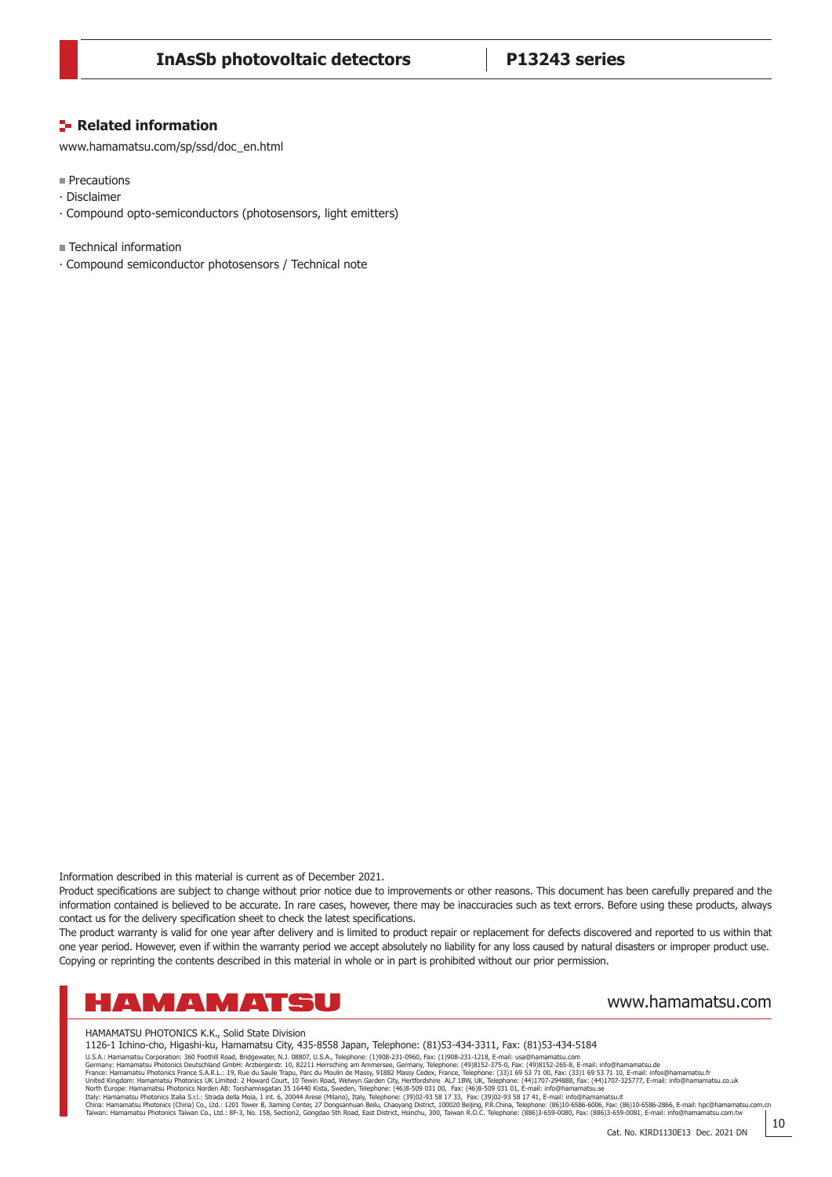## Related information

www.hamamatsu.com/sp/ssd/doc_en.html

- Precautions
  - · Disclaimer
  - · Compound opto-semiconductors (photosensors, light emitters)

- Technical information
  - · Compound semiconductor photosensors / Technical note

Information described in this material is current as of December 2021.

Product specifications are subject to change without prior notice due to improvements or other reasons. This document has been carefully prepared and the information contained is believed to be accurate. In rare cases, however, there may be inaccuracies such as text errors. Before using these products, always contact us for the delivery specification sheet to check the latest specifications.

The product warranty is valid for one year after delivery and is limited to product repair or replacement for defects discovered and reported to us within that one year period. However, even if within the warranty period we accept absolutely no liability for any loss caused by natural disasters or improper product use.

Copying or reprinting the contents described in this material in whole or in part is prohibited without our prior permission.

**HAMAMATSU**

www.hamamatsu.com

HAMAMATSU PHOTONICS K.K., Solid State Division

1126-1 Ichino-cho, Higashi-ku, Hamamatsu City, 435-8558 Japan, Telephone: (81)53-434-3311, Fax: (81)53-434-5184

U.S.A.: Hamamatsu Corporation: 360 Foothill Road, Bridgewater, N.J. 08807, U.S.A., Telephone: (1)908-231-0960, Fax: (1)908-231-1218, E-mail: usa@hamamatsu.com
Germany: Hamamatsu Photonics Deutschland GmbH: Arzbergerstr. 10, 82211 Herrsching am Ammersee, Germany, Telephone: (49)8152-375-0, Fax: (49)8152-265-8, E-mail: info@hamamatsu.de
France: Hamamatsu Photonics France S.A.R.L.: 19, Rue du Saule Trapu, Parc du Moulin de Massy, 91882 Massy Cedex, France, Telephone: (33)1 69 53 71 00, Fax: (33)1 69 53 71 10, E-mail: infos@hamamatsu.fr
United Kingdom: Hamamatsu Photonics UK Limited: 2 Howard Court, 10 Tewin Road, Welwyn Garden City, Hertfordshire AL7 1BW, UK, Telephone: (44)1707-294888, Fax: (44)1707-325777, E-mail: info@hamamatsu.co.uk
North Europe: Hamamatsu Photonics Norden AB: Torshamnsgatan 35 16440 Kista, Sweden, Telephone: (46)8-509 031 00, Fax: (46)8-509 031 01, E-mail: info@hamamatsu.se
Italy: Hamamatsu Photonics Italia S.r.l.: Strada della Moia, 1 int. 6, 20044 Arese (Milano), Italy, Telephone: (39)02-93 58 17 33, Fax: (39)02-93 58 17 41, E-mail: info@hamamatsu.it
China: Hamamatsu Photonics (China) Co., Ltd.: 1201 Tower B, Jiaming Center, 27 Dongsanhuan Beilu, Chaoyang District, 100020 Beijing, P.R.China, Telephone: (86)10-6586-6006, Fax: (86)10-6586-2866, E-mail: hpc@hamamatsu.com.cn
Taiwan: Hamamatsu Photonics Taiwan Co., Ltd.: 8F-3, No. 158, Section2, Gongdao 5th Road, East District, Hsinchu, 300, Taiwan R.O.C. Telephone: (886)3-659-0080, Fax: (886)3-659-0081, E-mail: info@hamamatsu.com.tw

Cat. No. KIRD1130E13 Dec. 2021 DN